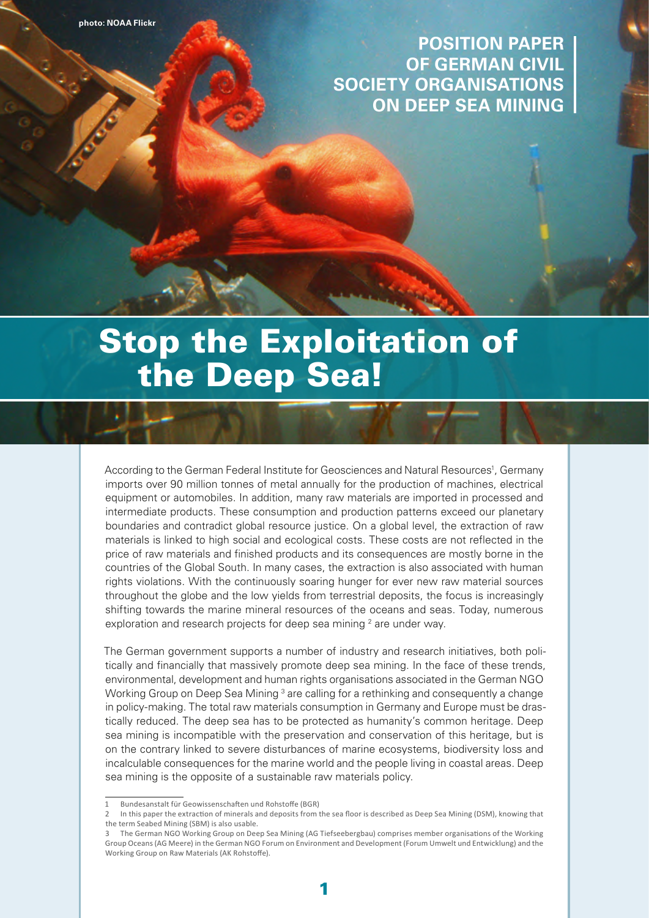photo: NOAA Flickr

**POSITION PAPER OF GERMAN CIVIL SOCIETY ORGANISATIONS ON DEEP SEA MINING**

# Stop the Exploitation of the Deep Sea!

According to the German Federal Institute for Geosciences and Natural Resources[1], Germany imports over 90 million tonnes of metal annually for the production of machines, electrical equipment or automobiles. In addition, many raw materials are imported in processed and intermediate products. These consumption and production patterns exceed our planetary boundaries and contradict global resource justice. On a global level, the extraction of raw materials is linked to high social and ecological costs. These costs are not reflected in the price of raw materials and finished products and its consequences are mostly borne in the countries of the Global South. In many cases, the extraction is also associated with human rights violations. With the continuously soaring hunger for ever new raw material sources throughout the globe and the low yields from terrestrial deposits, the focus is increasingly shifting towards the marine mineral resources of the oceans and seas. Today, numerous exploration and research projects for deep sea mining [2] are under way.

The German government supports a number of industry and research initiatives, both politically and financially that massively promote deep sea mining. In the face of these trends, environmental, development and human rights organisations associated in the German NGO Working Group on Deep Sea Mining [3] are calling for a rethinking and consequently a change in policy-making. The total raw materials consumption in Germany and Europe must be drastically reduced. The deep sea has to be protected as humanity's common heritage. Deep sea mining is incompatible with the preservation and conservation of this heritage, but is on the contrary linked to severe disturbances of marine ecosystems, biodiversity loss and incalculable consequences for the marine world and the people living in coastal areas. Deep sea mining is the opposite of a sustainable raw materials policy.

---

1 Bundesanstalt für Geowissenschaften und Rohstoffe (BGR)

2 In this paper the extraction of minerals and deposits from the sea floor is described as Deep Sea Mining (DSM), knowing that the term Seabed Mining (SBM) is also usable.

3 The German NGO Working Group on Deep Sea Mining (AG Tiefseebergbau) comprises member organisations of the Working Group Oceans (AG Meere) in the German NGO Forum on Environment and Development (Forum Umwelt und Entwicklung) and the Working Group on Raw Materials (AK Rohstoffe).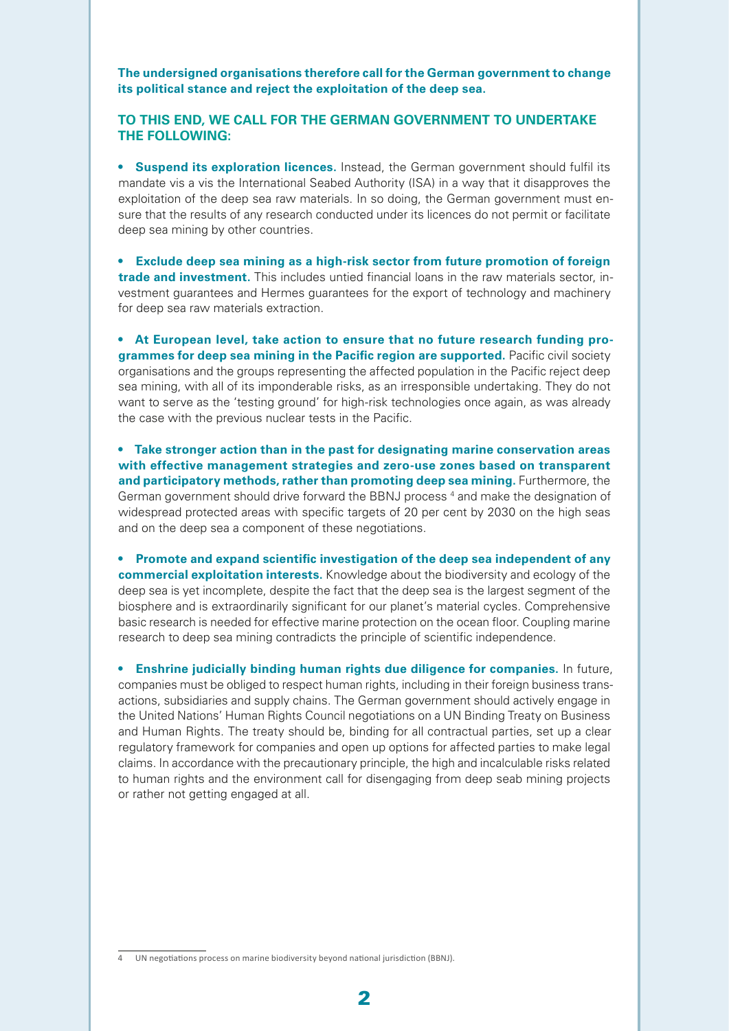**The undersigned organisations therefore call for the German government to change its political stance and reject the exploitation of the deep sea.**

## TO THIS END, WE CALL FOR THE GERMAN GOVERNMENT TO UNDERTAKE THE FOLLOWING:

- **Suspend its exploration licences.** Instead, the German government should fulfil its mandate vis a vis the International Seabed Authority (ISA) in a way that it disapproves the exploitation of the deep sea raw materials. In so doing, the German government must ensure that the results of any research conducted under its licences do not permit or facilitate deep sea mining by other countries.

- **Exclude deep sea mining as a high-risk sector from future promotion of foreign trade and investment.** This includes untied financial loans in the raw materials sector, investment guarantees and Hermes guarantees for the export of technology and machinery for deep sea raw materials extraction.

- **At European level, take action to ensure that no future research funding programmes for deep sea mining in the Pacific region are supported.** Pacific civil society organisations and the groups representing the affected population in the Pacific reject deep sea mining, with all of its imponderable risks, as an irresponsible undertaking. They do not want to serve as the 'testing ground' for high-risk technologies once again, as was already the case with the previous nuclear tests in the Pacific.

- **Take stronger action than in the past for designating marine conservation areas with effective management strategies and zero-use zones based on transparent and participatory methods, rather than promoting deep sea mining.** Furthermore, the German government should drive forward the BBNJ process [4] and make the designation of widespread protected areas with specific targets of 20 per cent by 2030 on the high seas and on the deep sea a component of these negotiations.

- **Promote and expand scientific investigation of the deep sea independent of any commercial exploitation interests.** Knowledge about the biodiversity and ecology of the deep sea is yet incomplete, despite the fact that the deep sea is the largest segment of the biosphere and is extraordinarily significant for our planet's material cycles. Comprehensive basic research is needed for effective marine protection on the ocean floor. Coupling marine research to deep sea mining contradicts the principle of scientific independence.

- **Enshrine judicially binding human rights due diligence for companies.** In future, companies must be obliged to respect human rights, including in their foreign business transactions, subsidiaries and supply chains. The German government should actively engage in the United Nations' Human Rights Council negotiations on a UN Binding Treaty on Business and Human Rights. The treaty should be, binding for all contractual parties, set up a clear regulatory framework for companies and open up options for affected parties to make legal claims. In accordance with the precautionary principle, the high and incalculable risks related to human rights and the environment call for disengaging from deep seab mining projects or rather not getting engaged at all.

---

4 UN negotiations process on marine biodiversity beyond national jurisdiction (BBNJ).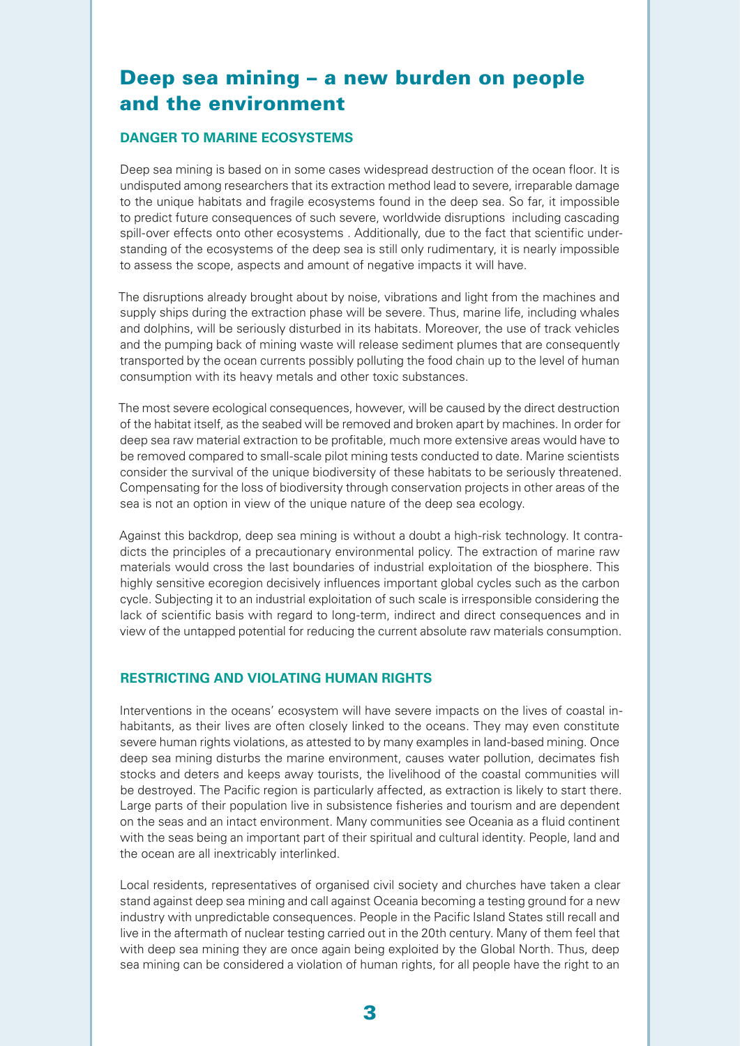## Deep sea mining – a new burden on people and the environment

### DANGER TO MARINE ECOSYSTEMS

Deep sea mining is based on in some cases widespread destruction of the ocean floor. It is undisputed among researchers that its extraction method lead to severe, irreparable damage to the unique habitats and fragile ecosystems found in the deep sea. So far, it impossible to predict future consequences of such severe, worldwide disruptions including cascading spill-over effects onto other ecosystems . Additionally, due to the fact that scientific understanding of the ecosystems of the deep sea is still only rudimentary, it is nearly impossible to assess the scope, aspects and amount of negative impacts it will have.

The disruptions already brought about by noise, vibrations and light from the machines and supply ships during the extraction phase will be severe. Thus, marine life, including whales and dolphins, will be seriously disturbed in its habitats. Moreover, the use of track vehicles and the pumping back of mining waste will release sediment plumes that are consequently transported by the ocean currents possibly polluting the food chain up to the level of human consumption with its heavy metals and other toxic substances.

The most severe ecological consequences, however, will be caused by the direct destruction of the habitat itself, as the seabed will be removed and broken apart by machines. In order for deep sea raw material extraction to be profitable, much more extensive areas would have to be removed compared to small-scale pilot mining tests conducted to date. Marine scientists consider the survival of the unique biodiversity of these habitats to be seriously threatened. Compensating for the loss of biodiversity through conservation projects in other areas of the sea is not an option in view of the unique nature of the deep sea ecology.

Against this backdrop, deep sea mining is without a doubt a high-risk technology. It contradicts the principles of a precautionary environmental policy. The extraction of marine raw materials would cross the last boundaries of industrial exploitation of the biosphere. This highly sensitive ecoregion decisively influences important global cycles such as the carbon cycle. Subjecting it to an industrial exploitation of such scale is irresponsible considering the lack of scientific basis with regard to long-term, indirect and direct consequences and in view of the untapped potential for reducing the current absolute raw materials consumption.

### RESTRICTING AND VIOLATING HUMAN RIGHTS

Interventions in the oceans' ecosystem will have severe impacts on the lives of coastal inhabitants, as their lives are often closely linked to the oceans. They may even constitute severe human rights violations, as attested to by many examples in land-based mining. Once deep sea mining disturbs the marine environment, causes water pollution, decimates fish stocks and deters and keeps away tourists, the livelihood of the coastal communities will be destroyed. The Pacific region is particularly affected, as extraction is likely to start there. Large parts of their population live in subsistence fisheries and tourism and are dependent on the seas and an intact environment. Many communities see Oceania as a fluid continent with the seas being an important part of their spiritual and cultural identity. People, land and the ocean are all inextricably interlinked.

Local residents, representatives of organised civil society and churches have taken a clear stand against deep sea mining and call against Oceania becoming a testing ground for a new industry with unpredictable consequences. People in the Pacific Island States still recall and live in the aftermath of nuclear testing carried out in the 20th century. Many of them feel that with deep sea mining they are once again being exploited by the Global North. Thus, deep sea mining can be considered a violation of human rights, for all people have the right to an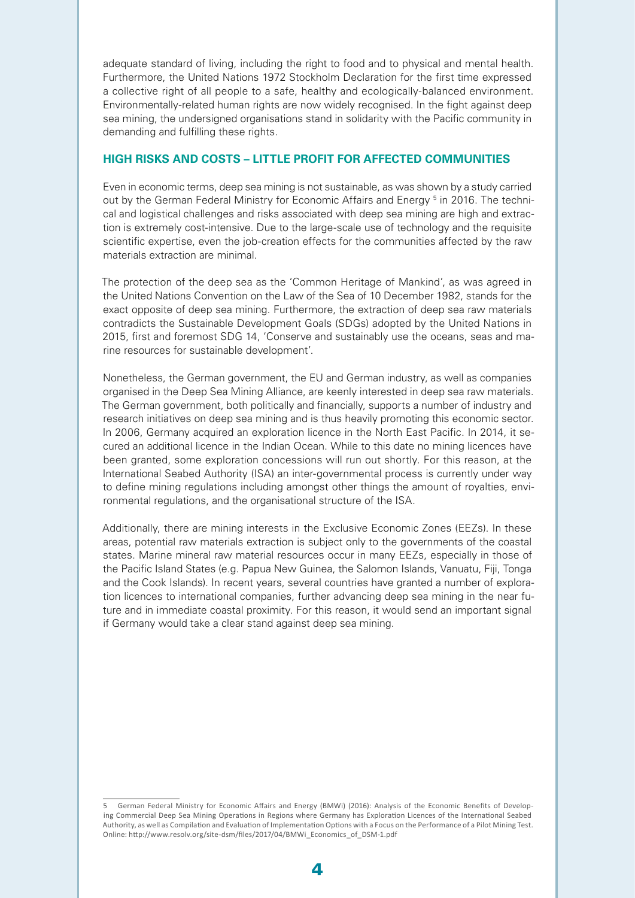adequate standard of living, including the right to food and to physical and mental health. Furthermore, the United Nations 1972 Stockholm Declaration for the first time expressed a collective right of all people to a safe, healthy and ecologically-balanced environment. Environmentally-related human rights are now widely recognised. In the fight against deep sea mining, the undersigned organisations stand in solidarity with the Pacific community in demanding and fulfilling these rights.

## HIGH RISKS AND COSTS – LITTLE PROFIT FOR AFFECTED COMMUNITIES

Even in economic terms, deep sea mining is not sustainable, as was shown by a study carried out by the German Federal Ministry for Economic Affairs and Energy [5] in 2016. The technical and logistical challenges and risks associated with deep sea mining are high and extraction is extremely cost-intensive. Due to the large-scale use of technology and the requisite scientific expertise, even the job-creation effects for the communities affected by the raw materials extraction are minimal.

The protection of the deep sea as the 'Common Heritage of Mankind', as was agreed in the United Nations Convention on the Law of the Sea of 10 December 1982, stands for the exact opposite of deep sea mining. Furthermore, the extraction of deep sea raw materials contradicts the Sustainable Development Goals (SDGs) adopted by the United Nations in 2015, first and foremost SDG 14, 'Conserve and sustainably use the oceans, seas and marine resources for sustainable development'.

Nonetheless, the German government, the EU and German industry, as well as companies organised in the Deep Sea Mining Alliance, are keenly interested in deep sea raw materials. The German government, both politically and financially, supports a number of industry and research initiatives on deep sea mining and is thus heavily promoting this economic sector. In 2006, Germany acquired an exploration licence in the North East Pacific. In 2014, it secured an additional licence in the Indian Ocean. While to this date no mining licences have been granted, some exploration concessions will run out shortly. For this reason, at the International Seabed Authority (ISA) an inter-governmental process is currently under way to define mining regulations including amongst other things the amount of royalties, environmental regulations, and the organisational structure of the ISA.

Additionally, there are mining interests in the Exclusive Economic Zones (EEZs). In these areas, potential raw materials extraction is subject only to the governments of the coastal states. Marine mineral raw material resources occur in many EEZs, especially in those of the Pacific Island States (e.g. Papua New Guinea, the Salomon Islands, Vanuatu, Fiji, Tonga and the Cook Islands). In recent years, several countries have granted a number of exploration licences to international companies, further advancing deep sea mining in the near future and in immediate coastal proximity. For this reason, it would send an important signal if Germany would take a clear stand against deep sea mining.

---

5 German Federal Ministry for Economic Affairs and Energy (BMWi) (2016): Analysis of the Economic Benefits of Developing Commercial Deep Sea Mining Operations in Regions where Germany has Exploration Licences of the International Seabed Authority, as well as Compilation and Evaluation of Implementation Options with a Focus on the Performance of a Pilot Mining Test. Online: http://www.resolv.org/site-dsm/files/2017/04/BMWi_Economics_of_DSM-1.pdf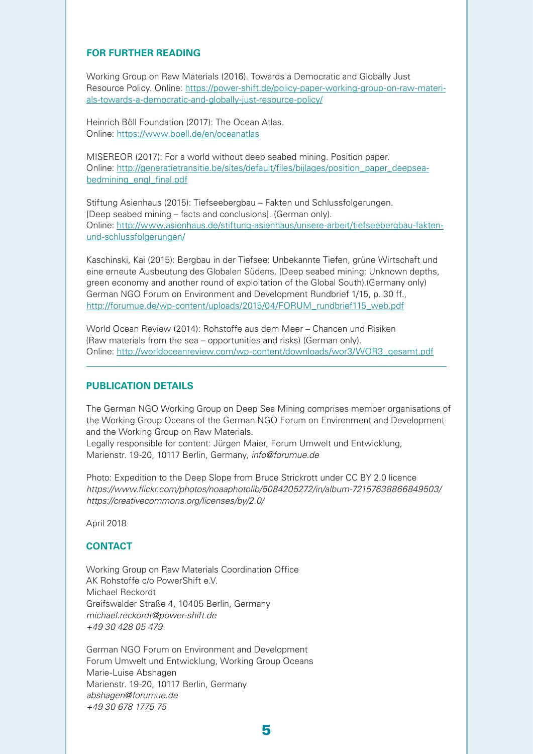## FOR FURTHER READING

Working Group on Raw Materials (2016). Towards a Democratic and Globally Just Resource Policy. Online: https://power-shift.de/policy-paper-working-group-on-raw-materials-towards-a-democratic-and-globally-just-resource-policy/

Heinrich Böll Foundation (2017): The Ocean Atlas.
Online: https://www.boell.de/en/oceanatlas

MISEREOR (2017): For a world without deep seabed mining. Position paper.
Online: http://generatietransitie.be/sites/default/files/bijlages/position_paper_deepseabedmining_engl_final.pdf

Stiftung Asienhaus (2015): Tiefseebergbau – Fakten und Schlussfolgerungen.
[Deep seabed mining – facts and conclusions]. (German only).
Online: http://www.asienhaus.de/stiftung-asienhaus/unsere-arbeit/tiefseebergbau-fakten-und-schlussfolgerungen/

Kaschinski, Kai (2015): Bergbau in der Tiefsee: Unbekannte Tiefen, grüne Wirtschaft und eine erneute Ausbeutung des Globalen Südens. [Deep seabed mining: Unknown depths, green economy and another round of exploitation of the Global South).(Germany only) German NGO Forum on Environment and Development Rundbrief 1/15, p. 30 ff., http://forumue.de/wp-content/uploads/2015/04/FORUM_rundbrief115_web.pdf

World Ocean Review (2014): Rohstoffe aus dem Meer – Chancen und Risiken
(Raw materials from the sea – opportunities and risks) (German only).
Online: http://worldoceanreview.com/wp-content/downloads/wor3/WOR3_gesamt.pdf

---

## PUBLICATION DETAILS

The German NGO Working Group on Deep Sea Mining comprises member organisations of the Working Group Oceans of the German NGO Forum on Environment and Development and the Working Group on Raw Materials.
Legally responsible for content: Jürgen Maier, Forum Umwelt und Entwicklung,
Marienstr. 19-20, 10117 Berlin, Germany, *info@forumue.de*

Photo: Expedition to the Deep Slope from Bruce Strickrott under CC BY 2.0 licence
*https://www.flickr.com/photos/noaaphotolib/5084205272/in/album-72157638866849503/*
*https://creativecommons.org/licenses/by/2.0/*

April 2018

## CONTACT

Working Group on Raw Materials Coordination Office
AK Rohstoffe c/o PowerShift e.V.
Michael Reckordt
Greifswalder Straße 4, 10405 Berlin, Germany
*michael.reckordt@power-shift.de*
*+49 30 428 05 479*

German NGO Forum on Environment and Development
Forum Umwelt und Entwicklung, Working Group Oceans
Marie-Luise Abshagen
Marienstr. 19-20, 10117 Berlin, Germany
*abshagen@forumue.de*
*+49 30 678 1775 75*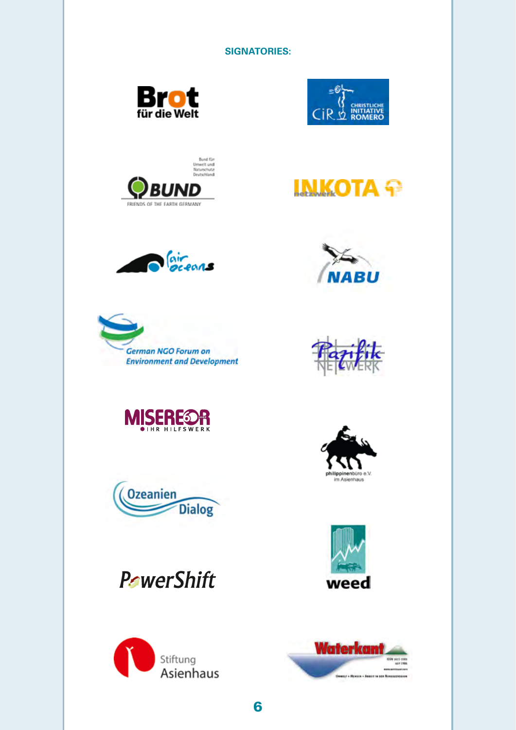**SIGNATORIES:**

Brot für die Welt

CHRISTLICHE INITIATIVE ROMERO

Bund für Umwelt und Naturschutz Deutschland BUND FRIENDS OF THE EARTH GERMANY

INKOTA netzwerk

fair oceans

NABU

German NGO Forum on Environment and Development

Pazifik NETZWERK

MISEREOR IHR HILFSWERK

philippinenbüro e.V. im Asienhaus

Ozeanien Dialog

PowerShift

weed

Stiftung Asienhaus

Waterkant